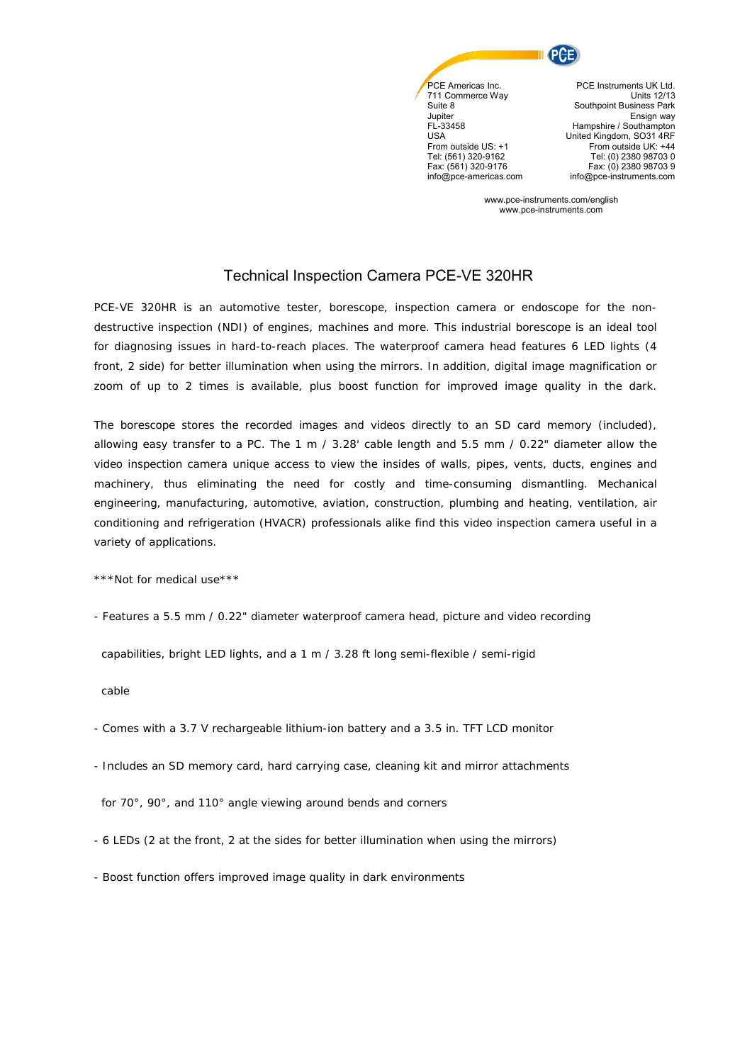PCE Americas Inc.
711 Commerce Way
Suite 8
Jupiter
FL-33458
USA
From outside US: +1
Tel: (561) 320-9162
Fax: (561) 320-9176
info@pce-americas.com

PCE Instruments UK Ltd.
Units 12/13
Southpoint Business Park
Ensign way
Hampshire / Southampton
United Kingdom, SO31 4RF
From outside UK: +44
Tel: (0) 2380 98703 0
Fax: (0) 2380 98703 9
info@pce-instruments.com

www.pce-instruments.com/english
www.pce-instruments.com

# Technical Inspection Camera PCE-VE 320HR

PCE-VE 320HR is an automotive tester, borescope, inspection camera or endoscope for the non-destructive inspection (NDI) of engines, machines and more. This industrial borescope is an ideal tool for diagnosing issues in hard-to-reach places. The waterproof camera head features 6 LED lights (4 front, 2 side) for better illumination when using the mirrors. In addition, digital image magnification or zoom of up to 2 times is available, plus boost function for improved image quality in the dark.

The borescope stores the recorded images and videos directly to an SD card memory (included), allowing easy transfer to a PC. The 1 m / 3.28' cable length and 5.5 mm / 0.22" diameter allow the video inspection camera unique access to view the insides of walls, pipes, vents, ducts, engines and machinery, thus eliminating the need for costly and time-consuming dismantling. Mechanical engineering, manufacturing, automotive, aviation, construction, plumbing and heating, ventilation, air conditioning and refrigeration (HVACR) professionals alike find this video inspection camera useful in a variety of applications.

***Not for medical use***

- Features a 5.5 mm / 0.22" diameter waterproof camera head, picture and video recording capabilities, bright LED lights, and a 1 m / 3.28 ft long semi-flexible / semi-rigid cable
- Comes with a 3.7 V rechargeable lithium-ion battery and a 3.5 in. TFT LCD monitor
- Includes an SD memory card, hard carrying case, cleaning kit and mirror attachments for 70°, 90°, and 110° angle viewing around bends and corners
- 6 LEDs (2 at the front, 2 at the sides for better illumination when using the mirrors)
- Boost function offers improved image quality in dark environments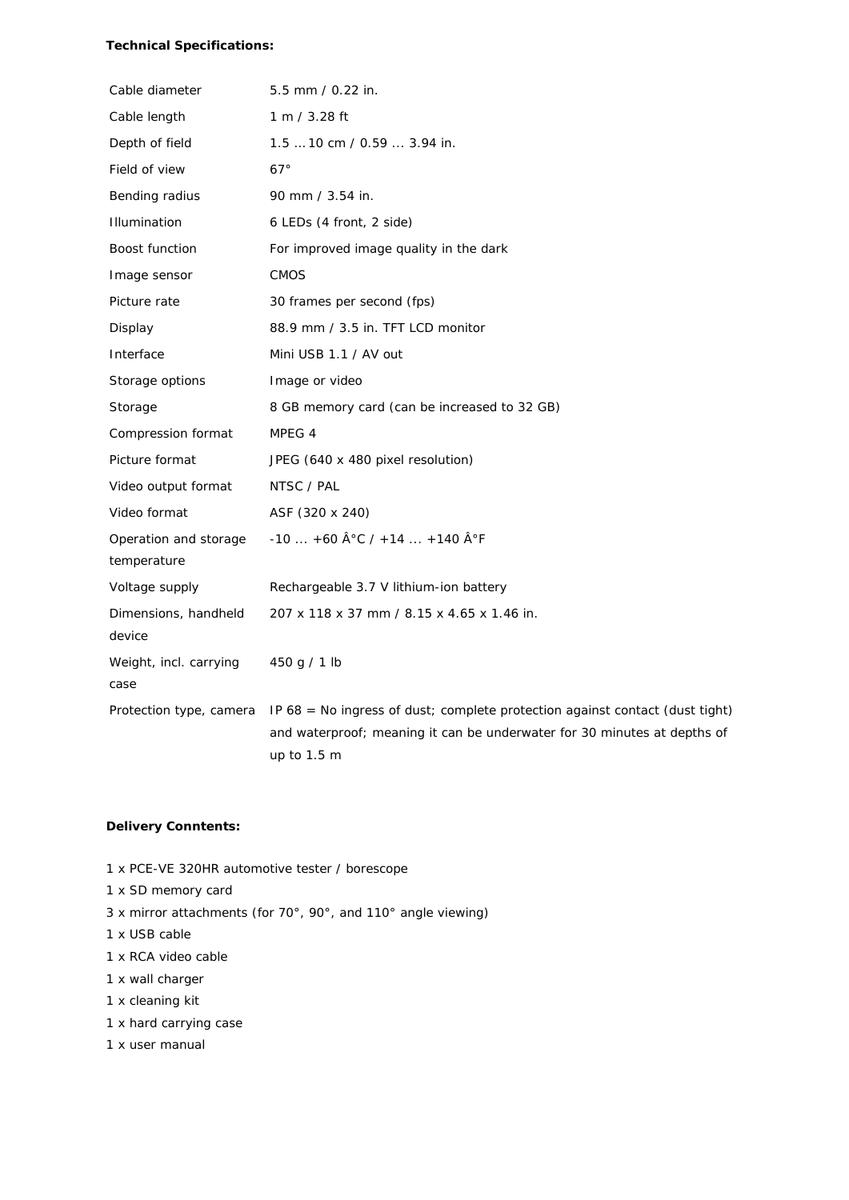**Technical Specifications:**

| | |
|---|---|
| Cable diameter | 5.5 mm / 0.22 in. |
| Cable length | 1 m / 3.28 ft |
| Depth of field | 1.5 ... 10 cm / 0.59 ... 3.94 in. |
| Field of view | 67° |
| Bending radius | 90 mm / 3.54 in. |
| Illumination | 6 LEDs (4 front, 2 side) |
| Boost function | For improved image quality in the dark |
| Image sensor | CMOS |
| Picture rate | 30 frames per second (fps) |
| Display | 88.9 mm / 3.5 in. TFT LCD monitor |
| Interface | Mini USB 1.1 / AV out |
| Storage options | Image or video |
| Storage | 8 GB memory card (can be increased to 32 GB) |
| Compression format | MPEG 4 |
| Picture format | JPEG (640 x 480 pixel resolution) |
| Video output format | NTSC / PAL |
| Video format | ASF (320 x 240) |
| Operation and storage temperature | -10 ... +60 Â°C / +14 ... +140 Â°F |
| Voltage supply | Rechargeable 3.7 V lithium-ion battery |
| Dimensions, handheld device | 207 x 118 x 37 mm / 8.15 x 4.65 x 1.46 in. |
| Weight, incl. carrying case | 450 g / 1 lb |
| Protection type, camera | IP 68 = No ingress of dust; complete protection against contact (dust tight) and waterproof; meaning it can be underwater for 30 minutes at depths of up to 1.5 m |

**Delivery Conntents:**

1 x PCE-VE 320HR automotive tester / borescope
1 x SD memory card
3 x mirror attachments (for 70°, 90°, and 110° angle viewing)
1 x USB cable
1 x RCA video cable
1 x wall charger
1 x cleaning kit
1 x hard carrying case
1 x user manual